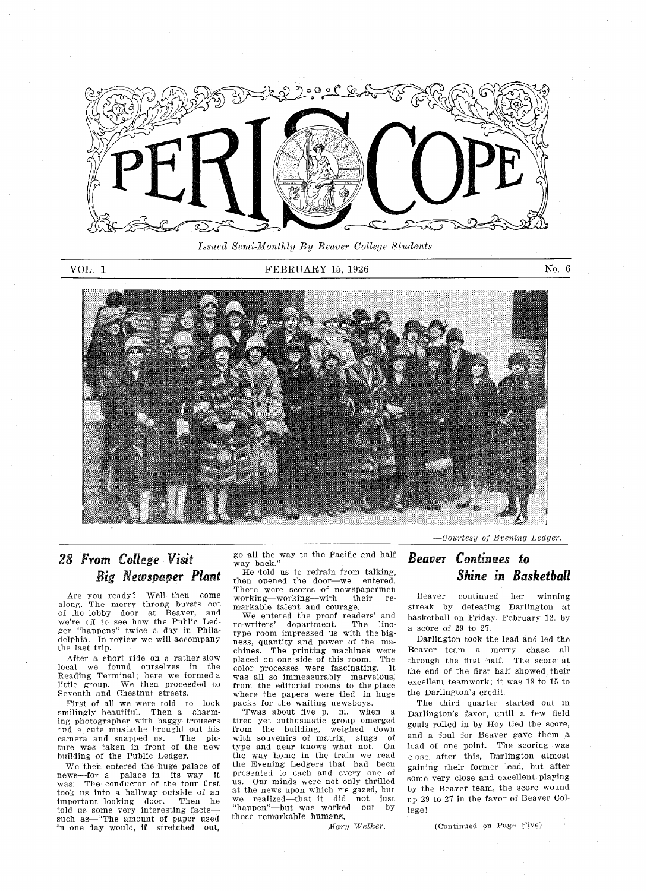# PERISCOPE

*Issued Semi-Monthly By Beaver College Students*

VOL. 1 — FEBRUARY 15, 1926 — No. 6

*—Courtesy of Evening Ledger.*

## *28 From College Visit Big Newspaper Plant*

Are you ready? Well then come along. The merry throng bursts out of the lobby door at Beaver, and we're off to see how the Public Ledger "happens" twice a day in Philadelphia. In review we will accompany the last trip.

After a short ride on a rather slow local we found ourselves in the Reading Terminal; here we formed a little group. We then proceeded to Seventh and Chestnut streets.

First of all we were told to look smilingly beautiful. Then a charming photographer with baggy trousers and a cute mustache brought out his camera and snapped us. The picture was taken in front of the new building of the Public Ledger.

We then entered the huge palace of news—for a palace in its way it was. The conductor of the tour first took us into a hallway outside of an important looking door. Then he told us some very interesting facts—such as—"The amount of paper used in one day would, if stretched out, go all the way to the Pacific and half way back."

He told us to refrain from talking, then opened the door—we entered. There were scores of newspapermen working—working—with their remarkable talent and courage.

We entered the proof readers' and re-writers' department. The linotype room impressed us with the bigness, quantity and power of the machines. The printing machines were placed on one side of this room. The color processes were fascinating. It was all so immeasurably marvelous, from the editorial rooms to the place where the papers were tied in huge packs for the waiting newsboys.

'Twas about five p. m. when a tired yet enthusiastic group emerged from the building, weighed down with souvenirs of matrix, slugs of type and dear knows what not. On the way home in the train we read the Evening Ledgers that had been presented to each and every one of us. Our minds were not only thrilled at the news upon which we gazed, but we realized—that it did not just "happen"—but was worked out by these remarkable humans.

*Mary Welker.*

## *Beaver Continues to Shine in Basketball*

Beaver continued her winning streak by defeating Darlington at basketball on Friday, February 12, by a score of 29 to 27.

Darlington took the lead and led the Beaver team a merry chase all through the first half. The score at the end of the first half showed their excellent teamwork; it was 18 to 15 to the Darlington's credit.

The third quarter started out in Darlington's favor, until a few field goals rolled in by Hoy tied the score, and a foul for Beaver gave them a lead of one point. The scoring was close after this, Darlington almost gaining their former lead, but after some very close and excellent playing by the Beaver team, the score wound up 29 to 27 in the favor of Beaver College!

(Continued on Page Five)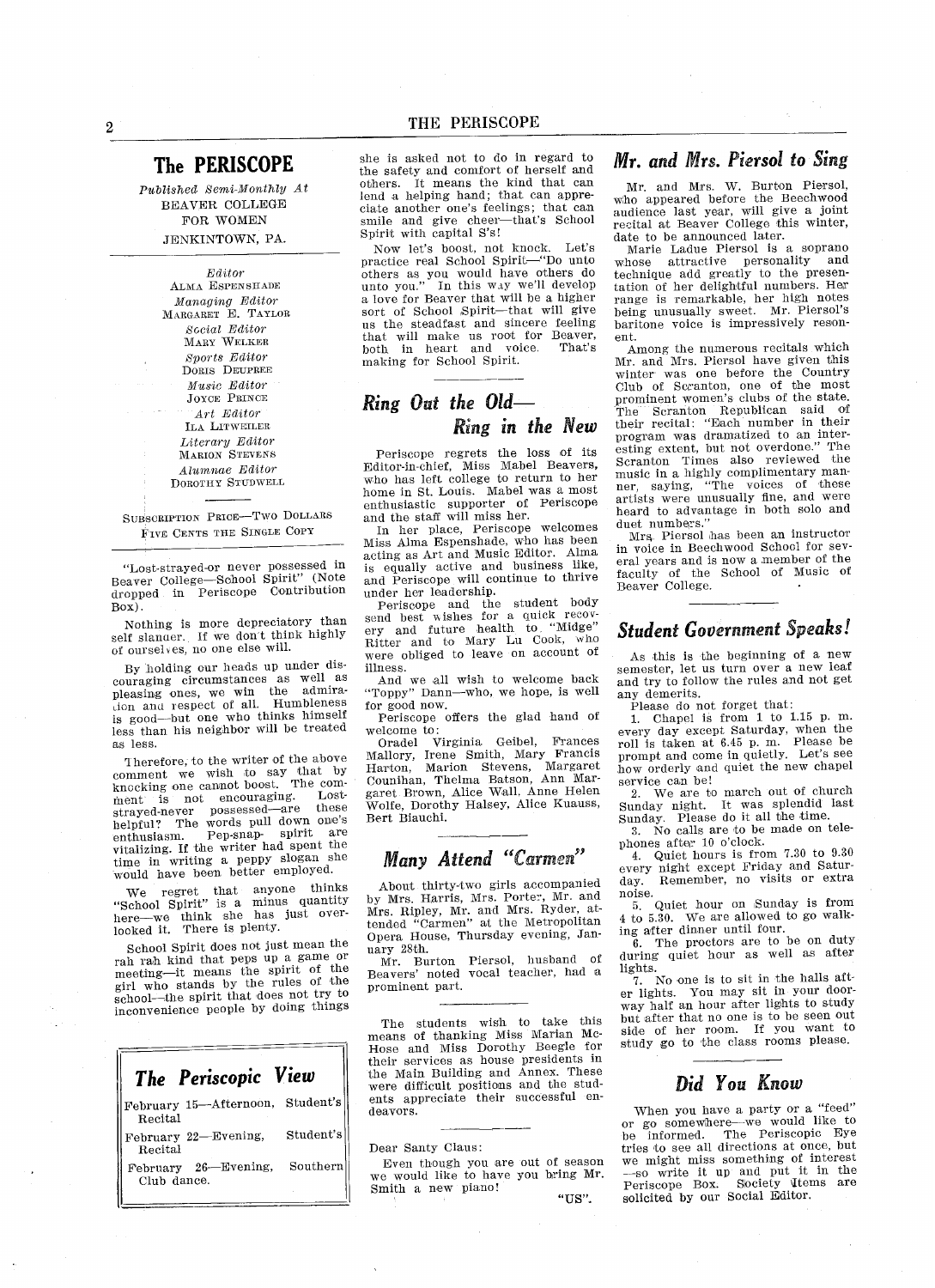## The PERISCOPE

*Published Semi-Monthly At*
BEAVER COLLEGE
FOR WOMEN
JENKINTOWN, PA.

*Editor*
ALMA ESPENSHADE
*Managing Editor*
MARGARET E. TAYLOR
*Social Editor*
MARY WELKER
*Sports Editor*
DORIS DEUPREE
*Music Editor*
JOYCE PRINCE
*Art Editor*
ILA LITWEILER
*Literary Editor*
MARION STEVENS
*Alumnae Editor*
DOROTHY STUDWELL

SUBSCRIPTION PRICE—TWO DOLLARS
FIVE CENTS THE SINGLE COPY

"Lost-strayed-or never possessed in Beaver College—School Spirit" (Note dropped in Periscope Contribution Box).

Nothing is more depreciatory than self slander. If we don't think highly of ourselves, no one else will.

By holding our heads up under discouraging circumstances as well as pleasing ones, we win the admiration and respect of all. Humbleness is good—but one who thinks himself less than his neighbor will be treated as less.

Therefore, to the writer of the above comment we wish to say that by knocking one cannot boost. The comment is not encouraging. Lost-strayed-never possessed—are these helpful? The words pull down one's enthusiasm. Pep-snap- spirit are vitalizing. If the writer had spent the time in writing a peppy slogan she would have been better employed.

We regret that anyone thinks "School Spirit" is a minus quantity here—we think she has just overlooked it. There is plenty.

School Spirit does not just mean the rah rah kind that peps up a game or meeting—it means the spirit of the girl who stands by the rules of the school—the spirit that does not try to inconvenience people by doing things she is asked not to do in regard to the safety and comfort of herself and others. It means the kind that can lend a helping hand; that can appreciate another one's feelings; that can smile and give cheer—that's School Spirit with capital S's!

Now let's boost, not knock. Let's practice real School Spirit—"Do unto others as you would have others do unto you." In this way we'll develop a love for Beaver that will be a higher sort of School Spirit—that will give us the steadfast and sincere feeling that will make us root for Beaver, both in heart and voice. That's making for School Spirit.

## The Periscopic View

February 15—Afternoon, Student's Recital

February 22—Evening, Student's Recital

February 26—Evening, Southern Club dance.

## Ring Out the Old— Ring in the New

Periscope regrets the loss of its Editor-in-chief, Miss Mabel Beavers, who has left college to return to her home in St. Louis. Mabel was a most enthusiastic supporter of Periscope and the staff will miss her.

In her place, Periscope welcomes Miss Alma Espenshade, who has been acting as Art and Music Editor. Alma is equally active and business like, and Periscope will continue to thrive under her leadership.

Periscope and the student body send best wishes for a quick recovery and future health to "Midge" Ritter and to Mary Lu Cook, who were obliged to leave on account of illness.

And we all wish to welcome back "Toppy" Dann—who, we hope, is well for good now.

Periscope offers the glad hand of welcome to:

Oradel Virginia Geibel, Frances Mallory, Irene Smith, Mary Francis Harton, Marion Stevens, Margaret Counihan, Thelma Batson, Ann Margaret Brown, Alice Wall, Anne Helen Wolfe, Dorothy Halsey, Alice Kuauss, Bert Biauchi.

## Many Attend "Carmen"

About thirty-two girls accompanied by Mrs. Harris, Mrs. Porter, Mr. and Mrs. Ripley, Mr. and Mrs. Ryder, attended "Carmen" at the Metropolitan Opera House, Thursday evening, January 28th.

Mr. Burton Piersol, husband of Beavers' noted vocal teacher, had a prominent part.

---

The students wish to take this means of thanking Miss Marian McHose and Miss Dorothy Beegle for their services as house presidents in the Main Building and Annex. These were difficult positions and the students appreciate their successful endeavors.

---

Dear Santy Claus:

Even though you are out of season we would like to have you bring Mr. Smith a new piano!

"US".

## Mr. and Mrs. Piersol to Sing

Mr. and Mrs. W. Burton Piersol, who appeared before the Beechwood audience last year, will give a joint recital at Beaver College this winter, date to be announced later.

Marie Ladue Piersol is a soprano whose attractive personality and technique add greatly to the presentation of her delightful numbers. Her range is remarkable, her high notes being unusually sweet. Mr. Piersol's baritone voice is impressively resonent.

Among the numerous recitals which Mr. and Mrs. Piersol have given this winter was one before the Country Club of Scranton, one of the most prominent women's clubs of the state. The Scranton Republican said of their recital: "Each number in their program was dramatized to an interesting extent, but not overdone." The Scranton Times also reviewed the music in a highly complimentary manner, saying, "The voices of these artists were unusually fine, and were heard to advantage in both solo and duet numbers."

Mrs. Piersol has been an instructor in voice in Beechwood School for several years and is now a member of the faculty of the School of Music of Beaver College.

## Student Government Speaks!

As this is the beginning of a new semester, let us turn over a new leaf and try to follow the rules and not get any demerits.

Please do not forget that:

1. Chapel is from 1 to 1.15 p. m. every day except Saturday, when the roll is taken at 6.45 p. m. Please be prompt and come in quietly. Let's see how orderly and quiet the new chapel service can be!
2. We are to march out of church Sunday night. It was splendid last Sunday. Please do it all the time.
3. No calls are to be made on telephones after 10 o'clock.
4. Quiet hours is from 7.30 to 9.30 every night except Friday and Saturday. Remember, no visits or extra noise.
5. Quiet hour on Sunday is from 4 to 5.30. We are allowed to go walking after dinner until four.
6. The proctors are to be on duty during quiet hour as well as after lights.
7. No one is to sit in the halls after lights. You may sit in your doorway half an hour after lights to study but after that no one is to be seen out side of her room. If you want to study go to the class rooms please.

## Did You Know

When you have a party or a "feed" or go somewhere—we would like to be informed. The Periscopic Eye tries to see all directions at once, but we might miss something of interest—so write it up and put it in the Periscope Box. Society items are solicited by our Social Editor.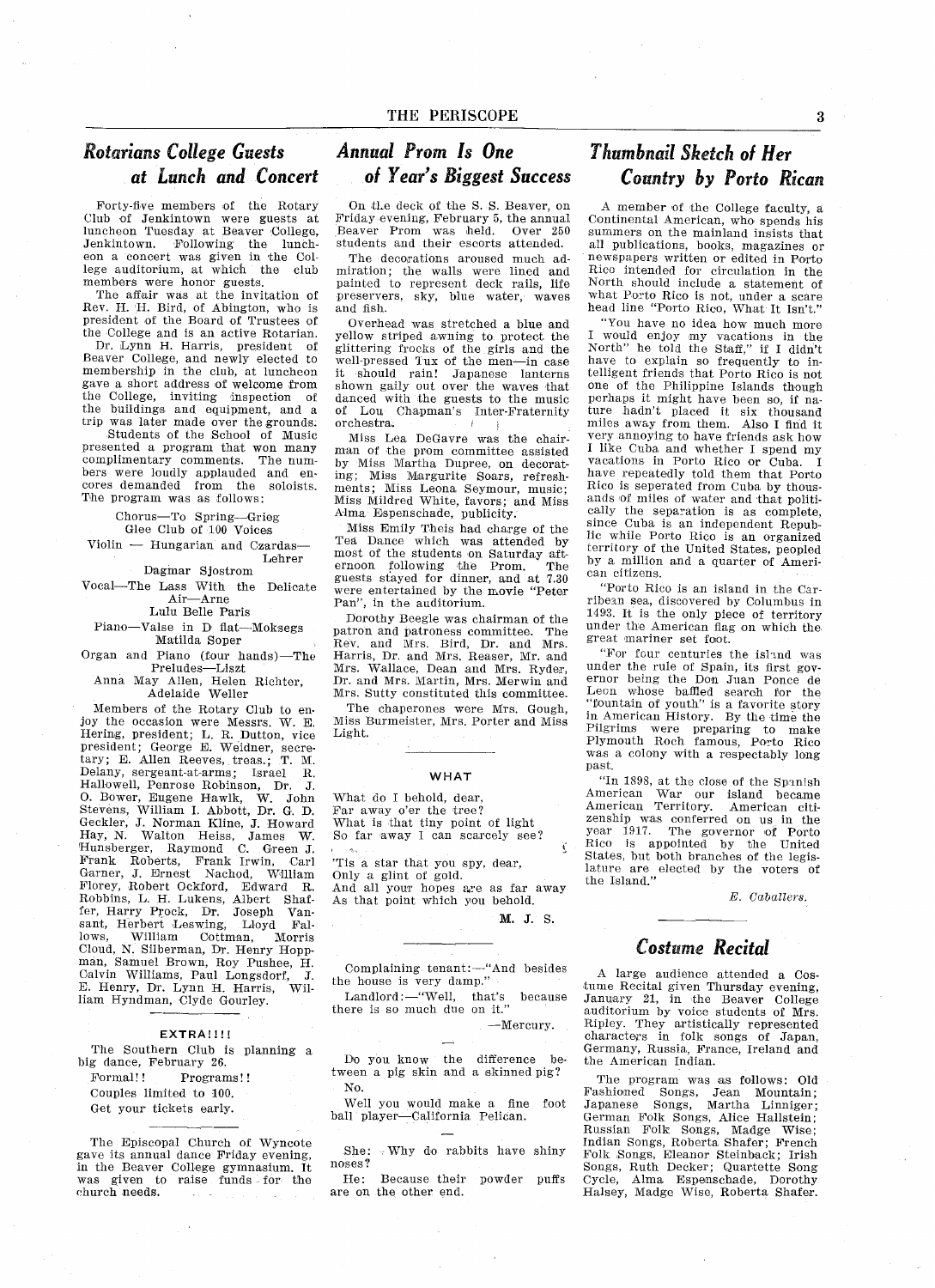## Rotarians College Guests at Lunch and Concert

Forty-five members of the Rotary Club of Jenkintown were guests at luncheon Tuesday at Beaver College, Jenkintown. Following the luncheon a concert was given in the College auditorium, at which the club members were honor guests.

The affair was at the invitation of Rev. H. H. Bird, of Abington, who is president of the Board of Trustees of the College and is an active Rotarian.

Dr. Lynn H. Harris, president of Beaver College, and newly elected to membership in the club, at luncheon gave a short address of welcome from the College, inviting inspection of the buildings and equipment, and a trip was later made over the grounds.

Students of the School of Music presented a program that won many complimentary comments. The numbers were loudly applauded and encores demanded from the soloists. The program was as follows:

Chorus—To Spring—Grieg
Glee Club of 100 Voices

Violin — Hungarian and Czardas—Lehrer
Dagmar Sjostrom

Vocal—The Lass With the Delicate Air—Arne
Lulu Belle Paris

Piano—Valse in D flat—Moksegs
Matilda Soper

Organ and Piano (four hands)—The Preludes—Liszt
Anna May Allen, Helen Richter, Adelaide Weller

Members of the Rotary Club to enjoy the occasion were Messrs. W. E. Hering, president; L. R. Dutton, vice president; George E. Weidner, secretary; E. Allen Reeves, treas.; T. M. Delany, sergeant-at-arms; Israel R. Hallowell, Penrose Robinson, Dr. J. O. Bower, Eugene Hawlk, W. John Stevens, William I. Abbott, Dr. G. D. Geckler, J. Norman Kline, J. Howard Hay, N. Walton Heiss, James W. Hunsberger, Raymond C. Green J. Frank Roberts, Frank Irwin, Carl Garner, J. Ernest Nachod, William Florey, Robert Ockford, Edward R. Robbins, L. H. Lukens, Albert Shaffer, Harry Prock, Dr. Joseph Vansant, Herbert Leswing, Lloyd Fallows, William Cottman, Morris Cloud, N. Silberman, Dr. Henry Hoppman, Samuel Brown, Roy Pushee, H. Calvin Williams, Paul Longsdorf, J. E. Henry, Dr. Lynn H. Harris, William Hyndman, Clyde Gourley.

---

**EXTRA!!!!**

The Southern Club is planning a big dance, February 26.

Formal!! Programs!!

Couples limited to 100.

Get your tickets early.

---

The Episcopal Church of Wyncote gave its annual dance Friday evening, in the Beaver College gymnasium. It was given to raise funds for the church needs.

## Annual Prom Is One of Year's Biggest Success

On the deck of the S. S. Beaver, on Friday evening, February 5, the annual Beaver Prom was held. Over 250 students and their escorts attended.

The decorations aroused much admiration; the walls were lined and painted to represent deck rails, life preservers, sky, blue water, waves and fish.

Overhead was stretched a blue and yellow striped awning to protect the glittering frocks of the girls and the well-pressed Tux of the men—in case it should rain! Japanese lanterns shown gaily out over the waves that danced with the guests to the music of Lou Chapman's Inter-Fraternity orchestra.

Miss Lea DeGavre was the chairman of the prom committee assisted by Miss Martha Dupree, on decorating; Miss Margurite Soars, refreshments; Miss Leona Seymour, music; Miss Mildred White, favors; and Miss Alma Espenschade, publicity.

Miss Emily Theis had charge of the Tea Dance which was attended by most of the students on Saturday afternoon following the Prom. The guests stayed for dinner, and at 7.30 were entertained by the movie "Peter Pan", in the auditorium.

Dorothy Beegle was chairman of the patron and patroness committee. The Rev. and Mrs. Bird, Dr. and Mrs. Harris, Dr. and Mrs. Reaser, Mr. and Mrs. Wallace, Dean and Mrs. Ryder, Dr. and Mrs. Martin, Mrs. Merwin and Mrs. Sutty constituted this committee.

The chaperones were Mrs. Gough, Miss Burmeister, Mrs. Porter and Miss Light.

---

### WHAT

What do I behold, dear,
Far away o'er the tree?
What is that tiny point of light
So far away I can scarcely see?

'Tis a star that you spy, dear,
Only a glint of gold.
And all your hopes are as far away
As that point which you behold.

M. J. S.

---

Complaining tenant:—"And besides the house is very damp."

Landlord:—"Well, that's because there is so much due on it."

—Mercury.

---

Do you know the difference between a pig skin and a skinned pig?

No.

Well you would make a fine foot ball player—California Pelican.

---

She: Why do rabbits have shiny noses?

He: Because their powder puffs are on the other end.

## Thumbnail Sketch of Her Country by Porto Rican

A member of the College faculty, a Continental American, who spends his summers on the mainland insists that all publications, books, magazines or newspapers written or edited in Porto Rico intended for circulation in the North should include a statement of what Porto Rico is not, under a scare head line "Porto Rico, What It Isn't."

"You have no idea how much more I would enjoy my vacations in the North" he told the Staff," if I didn't have to explain so frequently to intelligent friends that Porto Rico is not one of the Philippine Islands though perhaps it might have been so, if nature hadn't placed it six thousand miles away from them. Also I find it very annoying to have friends ask how I like Cuba and whether I spend my vacations in Porto Rico or Cuba. I have repeatedly told them that Porto Rico is seperated from Cuba by thousands of miles of water and that politically the separation is as complete, since Cuba is an independent Republic while Porto Rico is an organized territory of the United States, peopled by a million and a quarter of American citizens.

"Porto Rico is an island in the Carribean sea, discovered by Columbus in 1493. It is the only piece of territory under the American flag on which the great mariner set foot.

"For four centuries the island was under the rule of Spain, its first governor being the Don Juan Ponce de Leon whose baffled search for the "fountain of youth" is a favorite story in American History. By the time the Pilgrims were preparing to make Plymouth Roch famous, Porto Rico was a colony with a respectably long past.

"In 1898, at the close of the Spanish American War our island became American Territory. American citizenship was conferred on us in the year 1917. The governor of Porto Rico is appointed by the United States, but both branches of the legislature are elected by the voters of the Island."

*E. Caballers.*

---

## Costume Recital

A large audience attended a Costume Recital given Thursday evening, January 21, in the Beaver College auditorium by voice students of Mrs. Ripley. They artistically represented characters in folk songs of Japan, Germany, Russia, France, Ireland and the American Indian.

The program was as follows: Old Fashioned Songs, Jean Mountain; Japanese Songs, Martha Linniger; German Folk Songs, Alice Hallstein; Russian Folk Songs, Madge Wise; Indian Songs, Roberta Shafer; French Folk Songs, Eleanor Steinback; Irish Songs, Ruth Decker; Quartette Song Cycle, Alma Espenschade, Dorothy Halsey, Madge Wise, Roberta Shafer.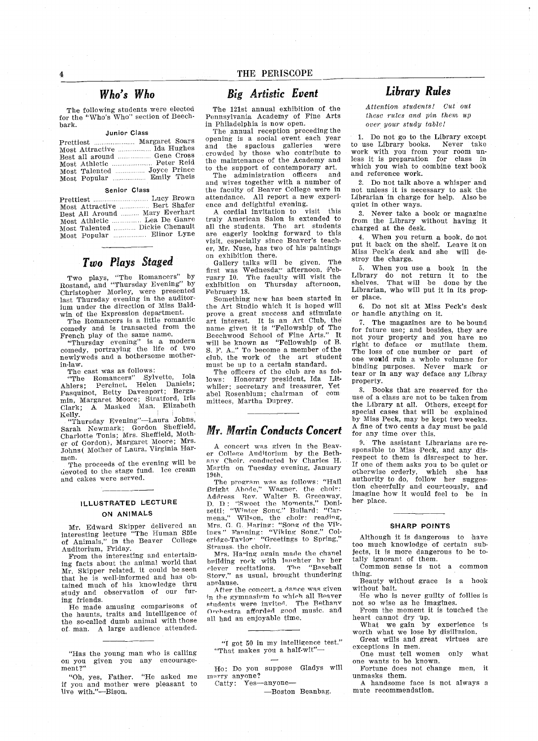## Who's Who

The following students were elected for the "Who's Who" section of Beechbark.

**Junior Class**

Prettiest .................... Margaret Soars
Most Attractive ................ Ida Hughes
Best all around ................ Gene Cross
Most Athletic .................... Peter Reid
Most Talented ............... Joyce Prince
Most Popular ................. Emily Theis

**Senior Class**

Prettiest ............................ Lucy Brown
Most Attractive .............. Bert Shafer
Best All Around .......... Mary Everhart
Most Athletic .............. Lea De Ganre
Most Talented ........... Dickie Chenault
Most Popular ................ Elinor Lyne

## Two Plays Staged

Two plays, "The Romancers" by Rostand, and "Thursday Evening" by Christopher Morley, were presented last Thursday evening in the auditorium under the direction of Miss Baldwin of the Expression department.

The Romancers is a little romantic comedy and is transacted from the French play of the same name.

"Thursday evening" is a modern comedy, portraying the life of two newlyweds and a bothersome mother-in-law.

The cast was as follows:

"The Romancers" Sylvette, Iola Ahlers; Percinet, Helen Daniels; Pasquinot, Betty Davenport; Bergamin, Margaret Moore; Stratford, Iris Clark; A Masked Man, Elizabeth Kelly.

"Thursday Evening"—Laura Johns, Sarah Newmark; Gordon Sheffield, Charlotte Tonis; Mrs. Sheffield, Mother of Gordon), Margaret Moore; Mrs. Johns( Mother of Laura, Virginia Harmen.

The proceeds of the evening will be devoted to the stage fund. Ice cream and cakes were served.

### ILLUSTRATED LECTURE ON ANIMALS

Mr. Edward Skipper delivered an interesting lecture "The Human Side of Animals," in the Beaver College Auditorium, Friday.

From the interesting and entertaining facts about the animal world that Mr. Skipper related, it could be seen that he is well-informed and has obtained much of his knowledge thru study and observation of our furing friends.

He made amusing comparisons of the haunts, traits and intelligence of the so-called dumb animal with those of man. A large audience attended.

---

"Has the young man who is calling on you given you any encouragement?"

"Oh, yes, Father. "He asked me if you and mother were pleasant to live with."—Bison.

## Big Artistic Event

The 121st annual exhibition of the Pennsylvania Academy of Fine Arts in Philadelphia is now open.

The annual reception preceding the opening is a social event each year and the spacious galleries were crowded by those who contribute to the maintenance of the Academy and to the support of contemporary art.

The administration officers and and wives together with a number of the faculty of Beaver College were in attendance. All report a new experience and delightful evening.

A cordial invitation to visit this truly American Salon is extended to all the students. The art students are eagerly looking forward to this visit, especially since Beaver's teacher, Mr. Nuse, has two of his paintings on exhibition there.

Gallery talks will be given. The first was Wednesday afternoon, February 10. The faculty will visit the exhibition on Thursday afternoon, February 18.

Something new has been started in the Art Studio which it is hoped will prove a great success and stimulate art interest. It is an Art Club, the name given it is "Fellowship of The Beechwood School of Fine Arts." It will be known as "Fellowship of B. S. F. A.." To become a member of the club, the work of the art student must be up to a certain standard.

The officers of the club are as follows: Honorary president, Ida Litwhiler; secretary and treasurer, Yet abel Rosenblum; chairman of committees, Martha Duprey.

## Mr. Martin Conducts Concert

A concert was given in the Beaver College Auditorium by the Bethany Choir, conducted by Charles H. Martin on Tuesday evening, January 19th.

The program was as follows: "Hail Bright Abode," Wagner, the choir; Address Rev. Walter B. Greenway, D. D: "Sweet the Moments," Donizetti; "Winter Song," Bullard; "Carmena," Wilson, the choir; reading, Mrs. G. G. Haring; "Song of the Vikings," Fanning; "Viking Song," Coleridge-Taylor; "Greetings to Spring," Strauss, the choir.

Mrs. Haring again made the chapel building rock with laughter by her clever recitations. The "Baseball Story," as usual, brought thundering applause.

After the concert, a dance was given in the gymnasium to which all Beaver students were invited. The Bethany Orchestra afforded good music, and all had an enjoyable time.

---

"I got 50 in my intelligence test."
"That makes you a half-wit"—

—

Ho: Do you suppose Gladys will marry anyone?
Catty: Yes—anyone—

—Boston Beanbag.

## Library Rules

*Attention students! Cut out these rules and pin them up over your study table!*

1. Do not go to the Library except to use Library books. Never take work with you from your room unless it is preparation for class in which you wish to combine text book and reference work.

2. Do not talk above a whisper and not unless it is necessary to ask the Librarian in charge for help. Also be quiet in other ways.

3. Never take a book or magazine from the Library without having it charged at the desk.

4. When you return a book, do not put it back on the shelf. Leave it on Miss Peck's desk and she will destroy the charge.

5. When you use a book in the Library do not return it to the shelves. That will be done by the Librarian, who will put it in its proper place.

6. Do not sit at Miss Peck's desk or handle anything on it.

7. The magazines are to be bound for future use; and besides, they are not your property and you have no right to deface or mutilate them. The loss of one number or part of one would ruin a whole volumne for binding purposes. Never mark or tear or in any way deface any Libray property.

8. Books that are reserved for the use of a class are not to be taken from the Library at all. Others, except for special cases that will be explained by Miss Peck, may be kept two weeks. A fine of two cents a day must be paid for any time over this.

9. The assistant Librarians are responsible to Miss Peck, and any disrespect to them is disrespect to her. If one of them asks you to be quiet or otherwise orderly, which she has authority to do, follow her suggestion cheerfully and courteously, and imagine how it would feel to be in her place.

### SHARP POINTS

Although it is dangerous to have too much knowledge of certain subjects, it is more dangerous to be totally ignorant of them.

Common sense is not a common thing.

Beauty without grace is a hook without bait.

He who is never guilty of follies is not so wise as he imagines.

From the moment it is touched the heart cannot dry up.

What we gain by experience is worth what we lose by disillusion.

Great wills and great virtues are exceptions in men.

One must tell women only what one wants to be known.

Fortune does not change men, it unmasks them.

A handsome face is not always a mute recommendation.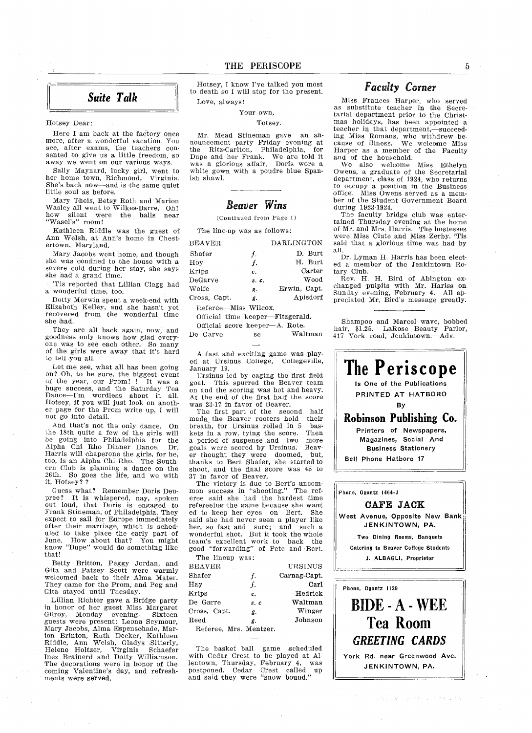## *Suite Talk*

Hotsey Dear:

Here I am back at the factory once more, after a wonderful vacation. You see, after exams, the teachers consented to give us a little freedom, so away we went on our various ways.

Sally Maynard, lucky girl, went to her home town, Richmond, Virginia. She's back now—and is the same quiet little soul as before.

Mary Theis, Betsy Roth and Marion Wasley all went to Wilkes-Barre. Oh! how silent were the halls near "Wasel's" room!

Kathleen Riddle was the guest of Ann Welsh, at Ann's home in Chestertown, Maryland.

Mary Jacobs went home, and though she was confined to the house with a severe cold during her stay, she says she had a grand time.

'Tis reported that Lillian Clegg had a wonderful time, too.

Dotty Merwin spent a week-end with Elizabeth Kelley, and she hasn't yet recovered from the wonderful time she had.

They are all back again, now, and goodness only knows how glad everyone was to see each other. So many of the girls were away that it's hard to tell you all.

Let me see, what all has been going on? Oh, to be sure, the biggest event of the year, our Prom! ! It was a huge success, and the Saturday Tea Dance—I'm wordless about it all. Hotsey, if you will just look on another page for the Prom write up, I will not go into detail.

And that's not the only dance. On the 18th quite a few of the girls will be going into Philadelphia for the Alpha Chi Rho Dinner Dance. Dr. Harris will chaperone the girls, for he, too, is an Alpha Chi Rho. The Southern Club is planning a dance on the 26th. So goes the life, and we with it, Hotsey? ?

Guess what? Remember Doris Deupree? It is whispered, nay, spoken out loud, that Doris is engaged to Frank Stineman, of Philadelphia. They expect to sail for Europe immediately after their marriage, which is scheduled to take place the early part of June. How about that? You might know "Dupe" would do something like that!

Betty Britton, Peggy Jordan, and Gita and Patsey Scott were warmly welcomed back to their Alma Mater. They came for the Prom, and Peg and Gita stayed until Tuesday.

Lillian Richter gave a Bridge party in honor of her guest Miss Margaret Gilroy, Monday evening. Sixteen guests were present: Leona Seymour, Mary Jacobs, Alma Espenschade, Marion Brinton, Ruth Decker, Kathleen Riddle, Ann Welsh, Gladys Sitterly, Helene Holtzer, Virginia Schaefer Inez Brainerd and Dotty Williamson. The decorations were in honor of the coming Valentine's day, and refreshments were served.

Hotsey, I know I've talked you most to death so I will stop for the present.

Love, always!

Your own,

Totsey.

Mr. Mead Stineman gave an announcement party Friday evening at the Ritz-Carlton, Philadelphia, for Dupe and her Frank. We are told it was a glorious affair. Doris wore a white gown with a poudre blue Spanish shawl.

## *Beaver Wins*

(Continued from Page 1)

The line-up was as follows:

| BEAVER | | DARLINGTON |
|---|---|---|
| Shafer | *f.* | D. Burt |
| Hoy | *f.* | H. Burt |
| Krips | *c.* | Carter |
| DeGarve | *s. c.* | Wood |
| Wolfe | *g.* | Erwin, Capt. |
| Cross, Capt. | *g.* | Apisdorf |

Referee—Miss Wilcox.

Official time keeper—Fitzgerald.

Official score keeper—A. Rote.

De Garve sc Waltman

A fast and exciting game was played at Ursinus College, Collegeville, January 19.

Ursinus led by caging the first field goal. This spurred the Beaver team on and the scoring was hot and heavy. At the end of the first half the score was 23-17 in favor of Beaver.

The first part of the second half made the Beaver rooters hold their breath, for Ursinus rolled in 5 baskets in a row, tying the score. Then a period of suspense and two more goals were scored by Ursinus. Beaver thought they were doomed, but, thanks to Bert Shafer, she started to shoot, and the final score was 45 to 37 in favor of Beaver.

The victory is due to Bert's uncommon success in "shooting." The referee said she had the hardest time refereeing the game because she wanted to keep her eyes on Bert. She said she had never seen a player like her, so fast and sure; and such a wonderful shot. But it took the whole team's excellent work to back the good "forwarding" of Pete and Bert.

The lineup was:

| BEAVER | | URSINUS |
|---|---|---|
| Shafer | *f.* | Carnag-Capt. |
| Hay | *f.* | Carl |
| Krips | *c.* | Hedrick |
| De Garre | *s. c* | Waltman |
| Cross, Capt. | *g.* | Winger |
| Reed | *g.* | Johnson |

Referee, Mrs. Mentzer.

The basket ball game scheduled with Cedar Crest to be played at Allentown, Thursday, February 4, was postponed. Cedar Crest called up and said they were "snow bound."

## *Faculty Corner*

Miss Frances Harper, who served as substitute teacher in the Secretarial department prior to the Christmas holidays, has been appointed a teacher in that department,—succeeding Miss Romans, who withdrew because of illness. We welcome Miss Harper as a member of the Faculty and of the household.

We also welcome Miss Ethelyn Owens, a graduate of the Secretarial department, class of 1924, who returns to occupy a position in the Business office. Miss Owens served as a member of the Student Government Board during 1923-1924.

The faculty bridge club was entertained Thursday evening at the home of Mr. and Mrs. Harris. The hostesses were Miss Clute and Miss Zerby. 'Tis said that a glorious time was had by all.

Dr. Lyman H. Harris has been elected a member of the Jenkintown Rotary Club.

Rev. H. H. Bird of Abington exchanged pulpits with Mr. Hariss on Sunday evening, February 4. All appreciated Mr. Bird's message greatly.

Shampoo and Marcel wave, bobbed hair, $1.25. LaRose Beauty Parlor, 417 York road, Jenkintown.—Adv.

**The Periscope**

**Is One of the Publications**

**PRINTED AT HATBORO**

**By**

**Robinson Publishing Co.**

**Printers of Newspapers, Magazines, Social And Business Stationery**

**Bell Phone Hatboro 17**

Phone, Ogontz 1464-J

**CAFE JACK**

**West Avenue, Opposite New Bank JENKINTOWN, PA.**

Two Dining Rooms, Banquets

Catering to Beaver College Students

J. ALBAGLI, Proprietor

Phone, Ogontz 1129

**BIDE - A - WEE**

**Tea Room**

***GREETING CARDS***

**York Rd. near Greenwood Ave. JENKINTOWN, PA.**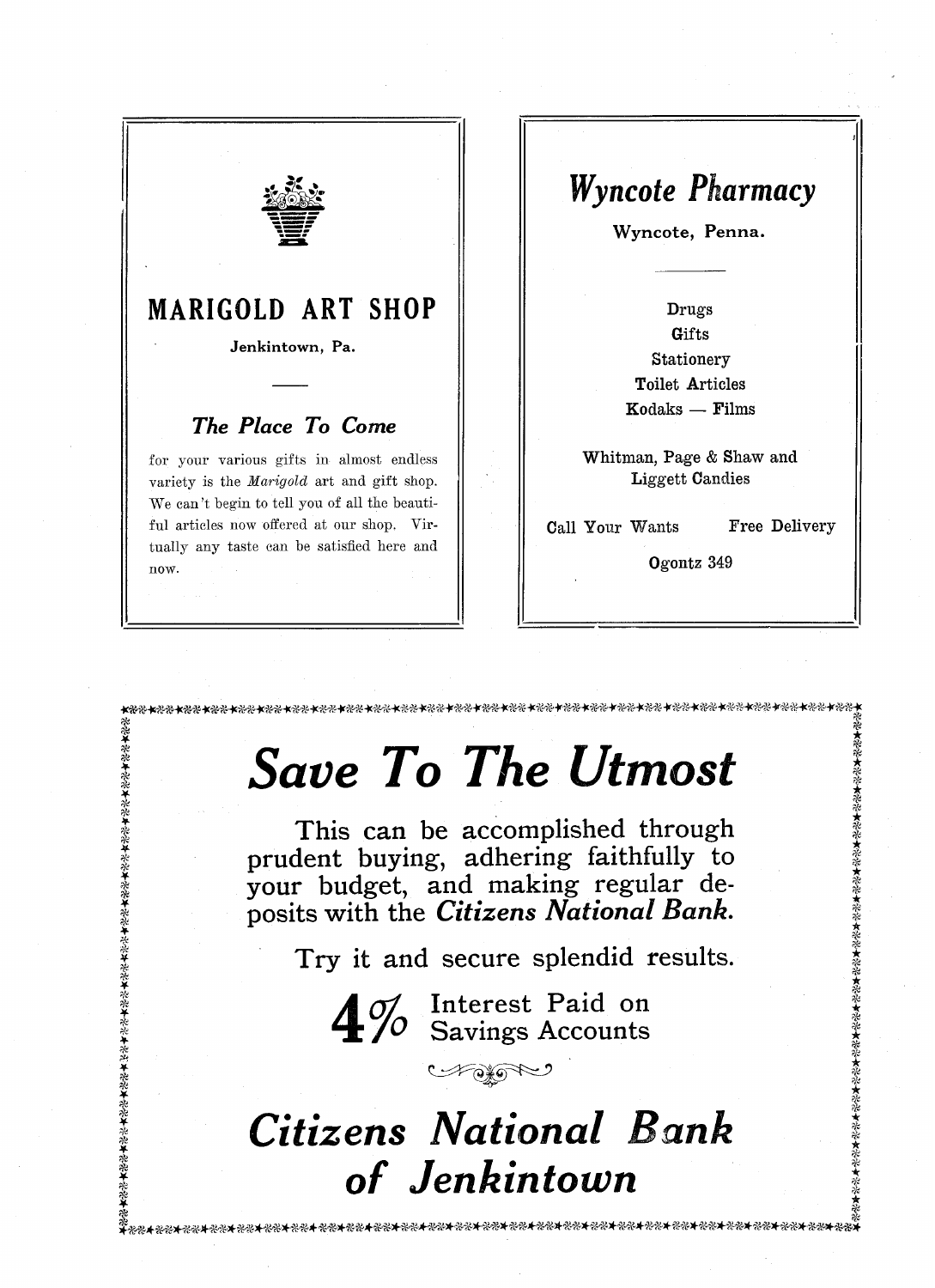## MARIGOLD ART SHOP

**Jenkintown, Pa.**

### *The Place To Come*

for your various gifts in almost endless variety is the *Marigold* art and gift shop. We can't begin to tell you of all the beautiful articles now offered at our shop. Virtually any taste can be satisfied here and now.

## *Wyncote Pharmacy*

**Wyncote, Penna.**

Drugs
Gifts
Stationery
Toilet Articles
Kodaks — Films

Whitman, Page & Shaw and Liggett Candies

Call Your Wants    Free Delivery

Ogontz 349

# *Save To The Utmost*

This can be accomplished through prudent buying, adhering faithfully to your budget, and making regular deposits with the *Citizens National Bank.*

Try it and secure splendid results.

**4%** Interest Paid on Savings Accounts

## *Citizens National Bank of Jenkintown*